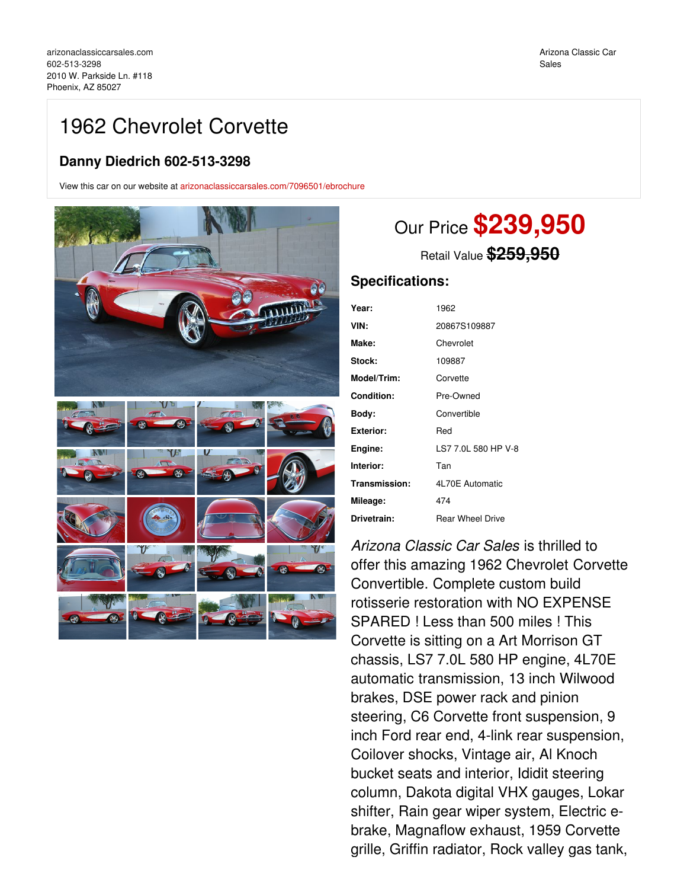arizonaclassiccarsales.com
602-513-3298
2010 W. Parkside Ln. #118
Phoenix, AZ 85027

Arizona Classic Car Sales

# 1962 Chevrolet Corvette

## Danny Diedrich 602-513-3298

View this car on our website at arizonaclassiccarsales.com/7096501/ebrochure

Our Price **$239,950**

Retail Value ~~$259,950~~

### Specifications:

| | |
|---|---|
| **Year:** | 1962 |
| **VIN:** | 20867S109887 |
| **Make:** | Chevrolet |
| **Stock:** | 109887 |
| **Model/Trim:** | Corvette |
| **Condition:** | Pre-Owned |
| **Body:** | Convertible |
| **Exterior:** | Red |
| **Engine:** | LS7 7.0L 580 HP V-8 |
| **Interior:** | Tan |
| **Transmission:** | 4L70E Automatic |
| **Mileage:** | 474 |
| **Drivetrain:** | Rear Wheel Drive |

*Arizona Classic Car Sales* is thrilled to offer this amazing 1962 Chevrolet Corvette Convertible. Complete custom build rotisserie restoration with NO EXPENSE SPARED ! Less than 500 miles ! This Corvette is sitting on a Art Morrison GT chassis, LS7 7.0L 580 HP engine, 4L70E automatic transmission, 13 inch Wilwood brakes, DSE power rack and pinion steering, C6 Corvette front suspension, 9 inch Ford rear end, 4-link rear suspension, Coilover shocks, Vintage air, Al Knoch bucket seats and interior, Ididit steering column, Dakota digital VHX gauges, Lokar shifter, Rain gear wiper system, Electric e-brake, Magnaflow exhaust, 1959 Corvette grille, Griffin radiator, Rock valley gas tank,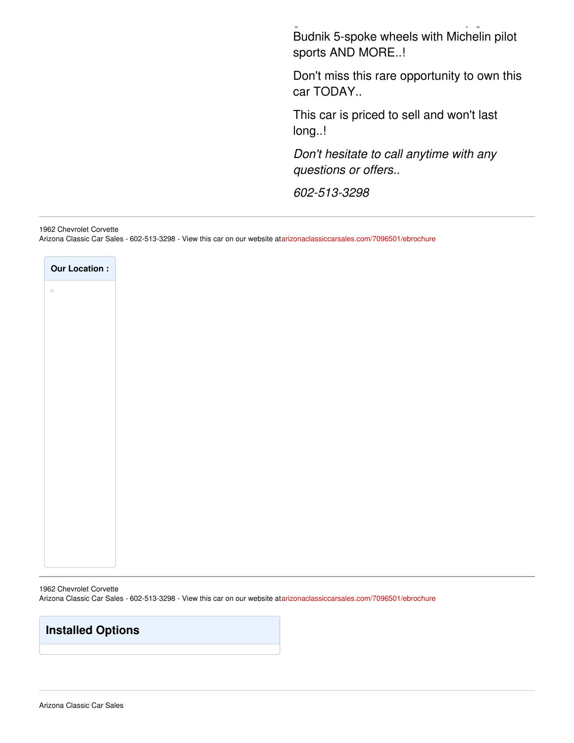Budnik 5-spoke wheels with Michelin pilot sports AND MORE..!

Don't miss this rare opportunity to own this car TODAY..

This car is priced to sell and won't last long..!

*Don't hesitate to call anytime with any questions or offers..*

*602-513-3298*

**Our Location :**

## Installed Options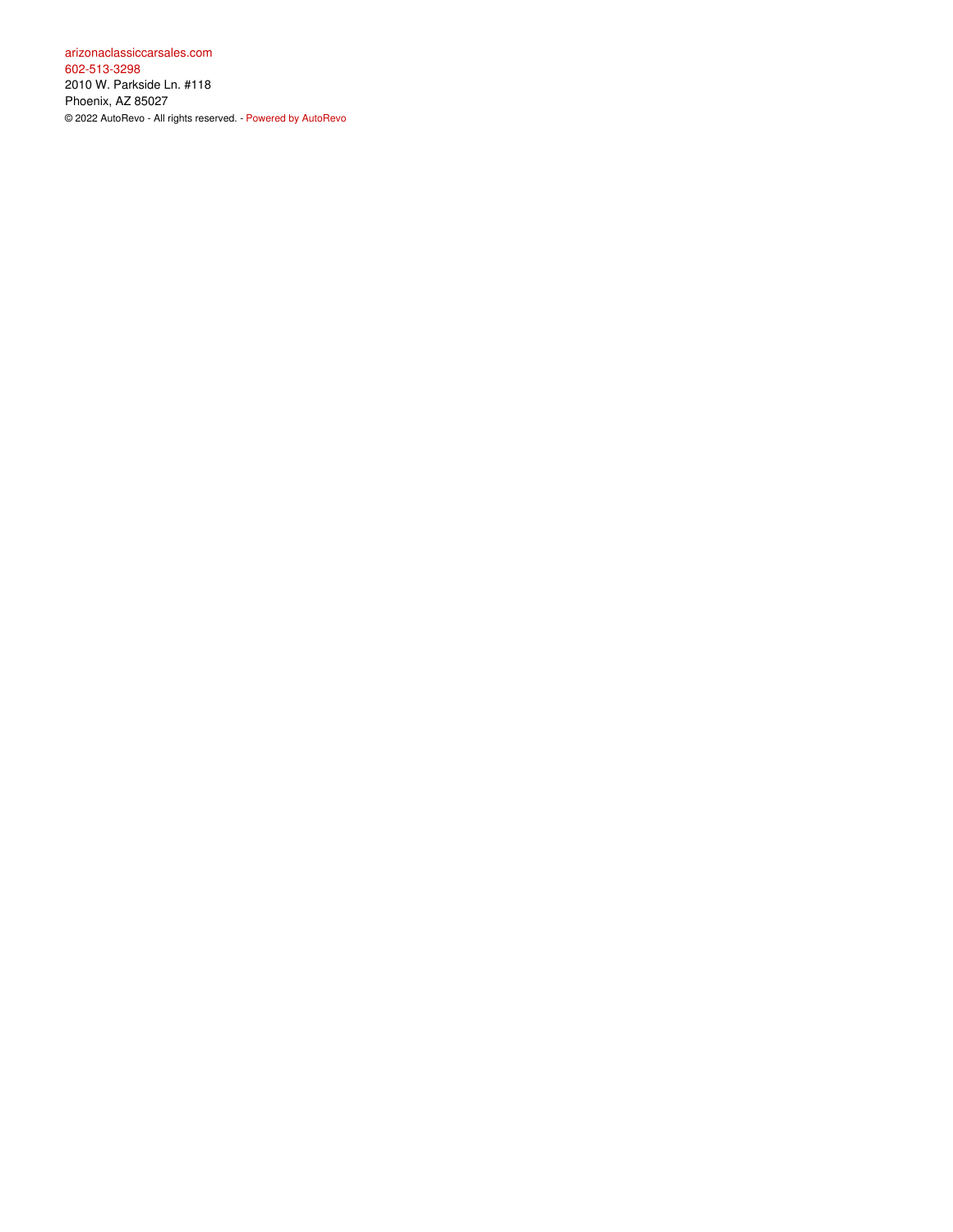arizonaclassiccarsales.com
602-513-3298
2010 W. Parkside Ln. #118
Phoenix, AZ 85027
© 2022 AutoRevo - All rights reserved. - Powered by AutoRevo